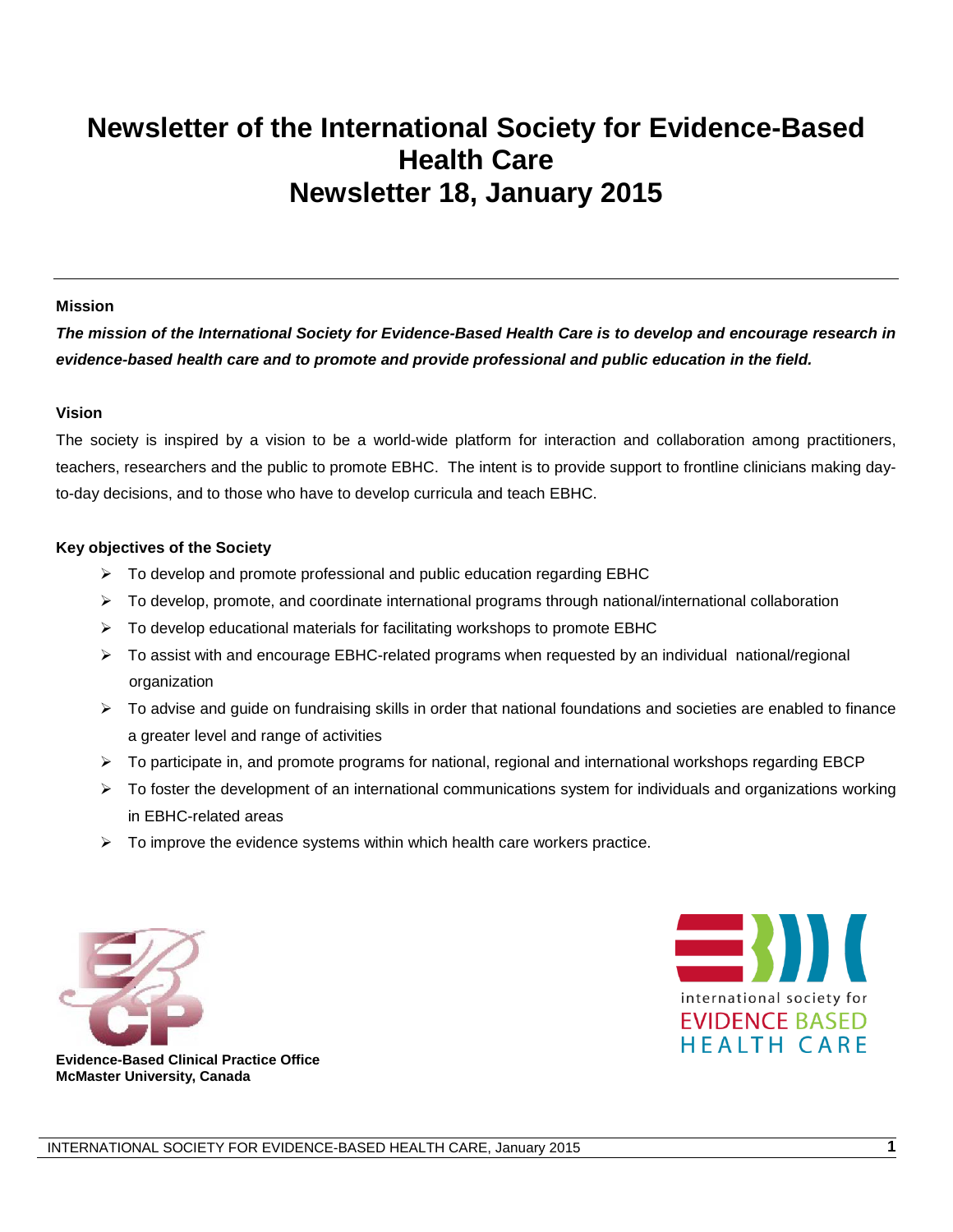# Newsletter of the International Society for Evidence-Based Health Care
# Newsletter 18, January 2015

---

**Mission**

***The mission of the International Society for Evidence-Based Health Care is to develop and encourage research in evidence-based health care and to promote and provide professional and public education in the field.***

**Vision**

The society is inspired by a vision to be a world-wide platform for interaction and collaboration among practitioners, teachers, researchers and the public to promote EBHC. The intent is to provide support to frontline clinicians making day-to-day decisions, and to those who have to develop curricula and teach EBHC.

**Key objectives of the Society**

- To develop and promote professional and public education regarding EBHC
- To develop, promote, and coordinate international programs through national/international collaboration
- To develop educational materials for facilitating workshops to promote EBHC
- To assist with and encourage EBHC-related programs when requested by an individual national/regional organization
- To advise and guide on fundraising skills in order that national foundations and societies are enabled to finance a greater level and range of activities
- To participate in, and promote programs for national, regional and international workshops regarding EBCP
- To foster the development of an international communications system for individuals and organizations working in EBHC-related areas
- To improve the evidence systems within which health care workers practice.

**Evidence-Based Clinical Practice Office**
**McMaster University, Canada**

international society for
EVIDENCE BASED
HEALTH CARE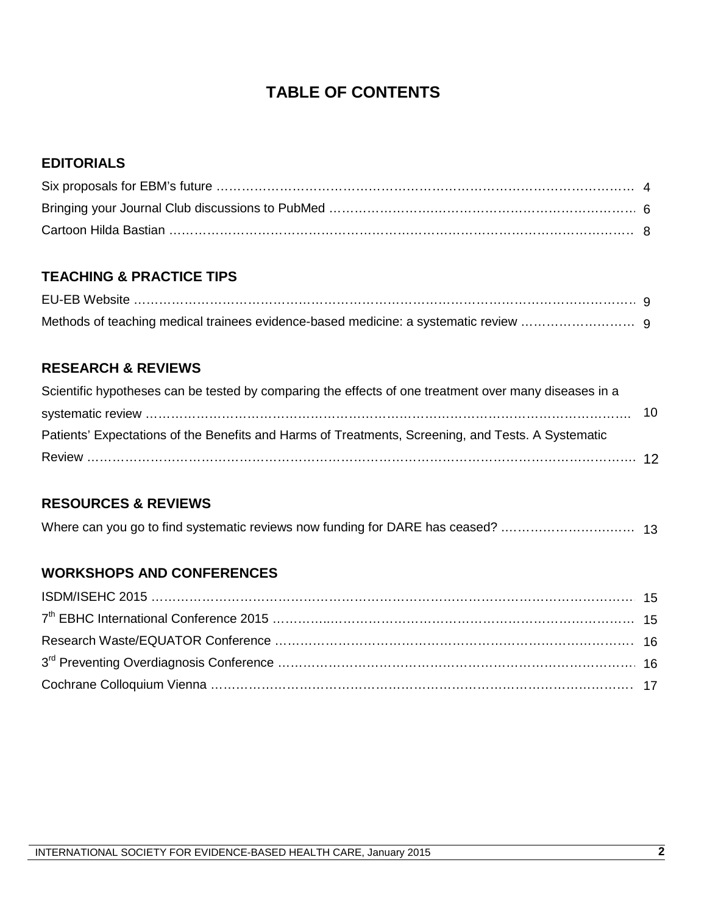# TABLE OF CONTENTS

## EDITORIALS

Six proposals for EBM's future …………………………………………………………………………………… 4

Bringing your Journal Club discussions to PubMed ……………………………………………………………… 6

Cartoon Hilda Bastian …………………………………………………………………………………………… 8

## TEACHING & PRACTICE TIPS

EU-EB Website …………………………………………………………………………………………………… 9

Methods of teaching medical trainees evidence-based medicine: a systematic review ……………………… 9

## RESEARCH & REVIEWS

Scientific hypotheses can be tested by comparing the effects of one treatment over many diseases in a systematic review …………………………………………………………………………………………… 10

Patients' Expectations of the Benefits and Harms of Treatments, Screening, and Tests. A Systematic Review ………………………………………………………………………………………………………… 12

## RESOURCES & REVIEWS

Where can you go to find systematic reviews now funding for DARE has ceased? …………………………… 13

## WORKSHOPS AND CONFERENCES

ISDM/ISEHC 2015 ……………………………………………………………………………………………… 15

7th EBHC International Conference 2015 ……………………………………………………………………… 15

Research Waste/EQUATOR Conference ……………………………………………………………………… 16

3rd Preventing Overdiagnosis Conference ……………………………………………………………………… 16

Cochrane Colloquium Vienna …………………………………………………………………………………… 17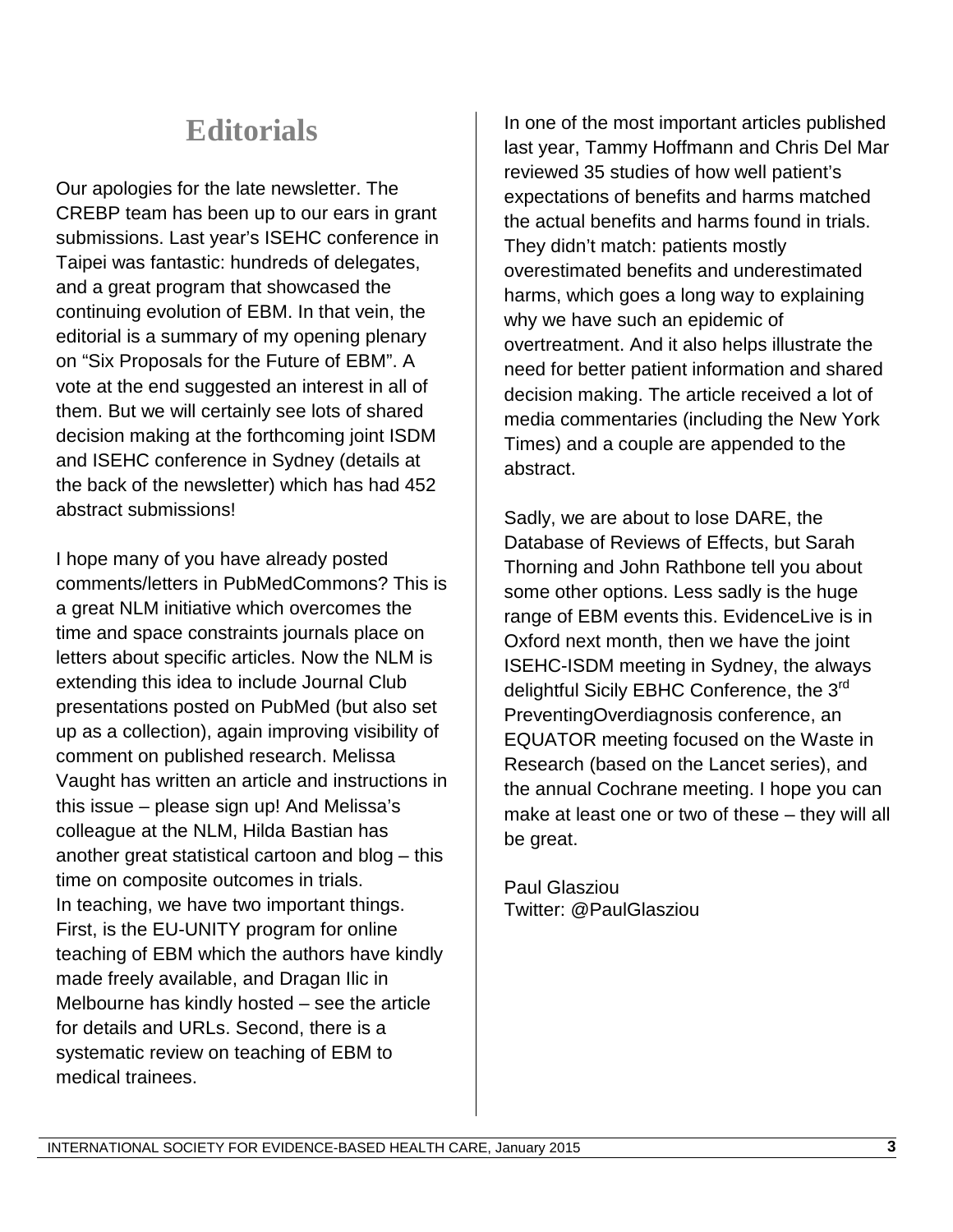# Editorials

Our apologies for the late newsletter. The CREBP team has been up to our ears in grant submissions. Last year's ISEHC conference in Taipei was fantastic: hundreds of delegates, and a great program that showcased the continuing evolution of EBM. In that vein, the editorial is a summary of my opening plenary on "Six Proposals for the Future of EBM". A vote at the end suggested an interest in all of them. But we will certainly see lots of shared decision making at the forthcoming joint ISDM and ISEHC conference in Sydney (details at the back of the newsletter) which has had 452 abstract submissions!

I hope many of you have already posted comments/letters in PubMedCommons? This is a great NLM initiative which overcomes the time and space constraints journals place on letters about specific articles. Now the NLM is extending this idea to include Journal Club presentations posted on PubMed (but also set up as a collection), again improving visibility of comment on published research. Melissa Vaught has written an article and instructions in this issue – please sign up! And Melissa's colleague at the NLM, Hilda Bastian has another great statistical cartoon and blog – this time on composite outcomes in trials.

In teaching, we have two important things. First, is the EU-UNITY program for online teaching of EBM which the authors have kindly made freely available, and Dragan Ilic in Melbourne has kindly hosted – see the article for details and URLs. Second, there is a systematic review on teaching of EBM to medical trainees.

In one of the most important articles published last year, Tammy Hoffmann and Chris Del Mar reviewed 35 studies of how well patient's expectations of benefits and harms matched the actual benefits and harms found in trials. They didn't match: patients mostly overestimated benefits and underestimated harms, which goes a long way to explaining why we have such an epidemic of overtreatment. And it also helps illustrate the need for better patient information and shared decision making. The article received a lot of media commentaries (including the New York Times) and a couple are appended to the abstract.

Sadly, we are about to lose DARE, the Database of Reviews of Effects, but Sarah Thorning and John Rathbone tell you about some other options. Less sadly is the huge range of EBM events this. EvidenceLive is in Oxford next month, then we have the joint ISEHC-ISDM meeting in Sydney, the always delightful Sicily EBHC Conference, the 3rd PreventingOverdiagnosis conference, an EQUATOR meeting focused on the Waste in Research (based on the Lancet series), and the annual Cochrane meeting. I hope you can make at least one or two of these – they will all be great.

Paul Glasziou  
Twitter: @PaulGlasziou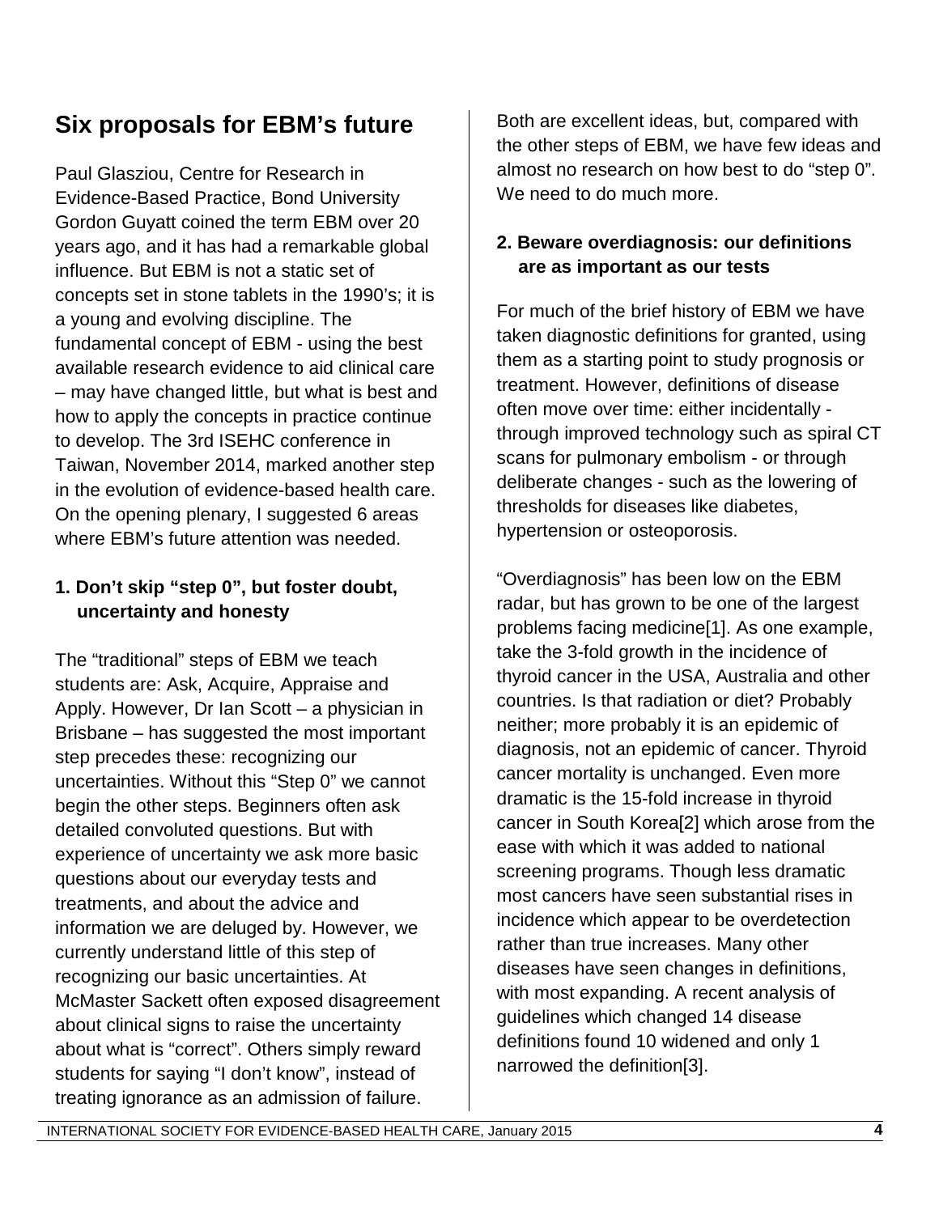## Six proposals for EBM's future

Paul Glasziou, Centre for Research in Evidence-Based Practice, Bond University

Gordon Guyatt coined the term EBM over 20 years ago, and it has had a remarkable global influence. But EBM is not a static set of concepts set in stone tablets in the 1990's; it is a young and evolving discipline. The fundamental concept of EBM - using the best available research evidence to aid clinical care – may have changed little, but what is best and how to apply the concepts in practice continue to develop. The 3rd ISEHC conference in Taiwan, November 2014, marked another step in the evolution of evidence-based health care. On the opening plenary, I suggested 6 areas where EBM's future attention was needed.

### 1. Don't skip "step 0", but foster doubt, uncertainty and honesty

The "traditional" steps of EBM we teach students are: Ask, Acquire, Appraise and Apply. However, Dr Ian Scott – a physician in Brisbane – has suggested the most important step precedes these: recognizing our uncertainties. Without this "Step 0" we cannot begin the other steps. Beginners often ask detailed convoluted questions. But with experience of uncertainty we ask more basic questions about our everyday tests and treatments, and about the advice and information we are deluged by. However, we currently understand little of this step of recognizing our basic uncertainties. At McMaster Sackett often exposed disagreement about clinical signs to raise the uncertainty about what is "correct". Others simply reward students for saying "I don't know", instead of treating ignorance as an admission of failure. Both are excellent ideas, but, compared with the other steps of EBM, we have few ideas and almost no research on how best to do "step 0". We need to do much more.

### 2. Beware overdiagnosis: our definitions are as important as our tests

For much of the brief history of EBM we have taken diagnostic definitions for granted, using them as a starting point to study prognosis or treatment. However, definitions of disease often move over time: either incidentally - through improved technology such as spiral CT scans for pulmonary embolism - or through deliberate changes - such as the lowering of thresholds for diseases like diabetes, hypertension or osteoporosis.

"Overdiagnosis" has been low on the EBM radar, but has grown to be one of the largest problems facing medicine[1]. As one example, take the 3-fold growth in the incidence of thyroid cancer in the USA, Australia and other countries. Is that radiation or diet? Probably neither; more probably it is an epidemic of diagnosis, not an epidemic of cancer. Thyroid cancer mortality is unchanged. Even more dramatic is the 15-fold increase in thyroid cancer in South Korea[2] which arose from the ease with which it was added to national screening programs. Though less dramatic most cancers have seen substantial rises in incidence which appear to be overdetection rather than true increases. Many other diseases have seen changes in definitions, with most expanding. A recent analysis of guidelines which changed 14 disease definitions found 10 widened and only 1 narrowed the definition[3].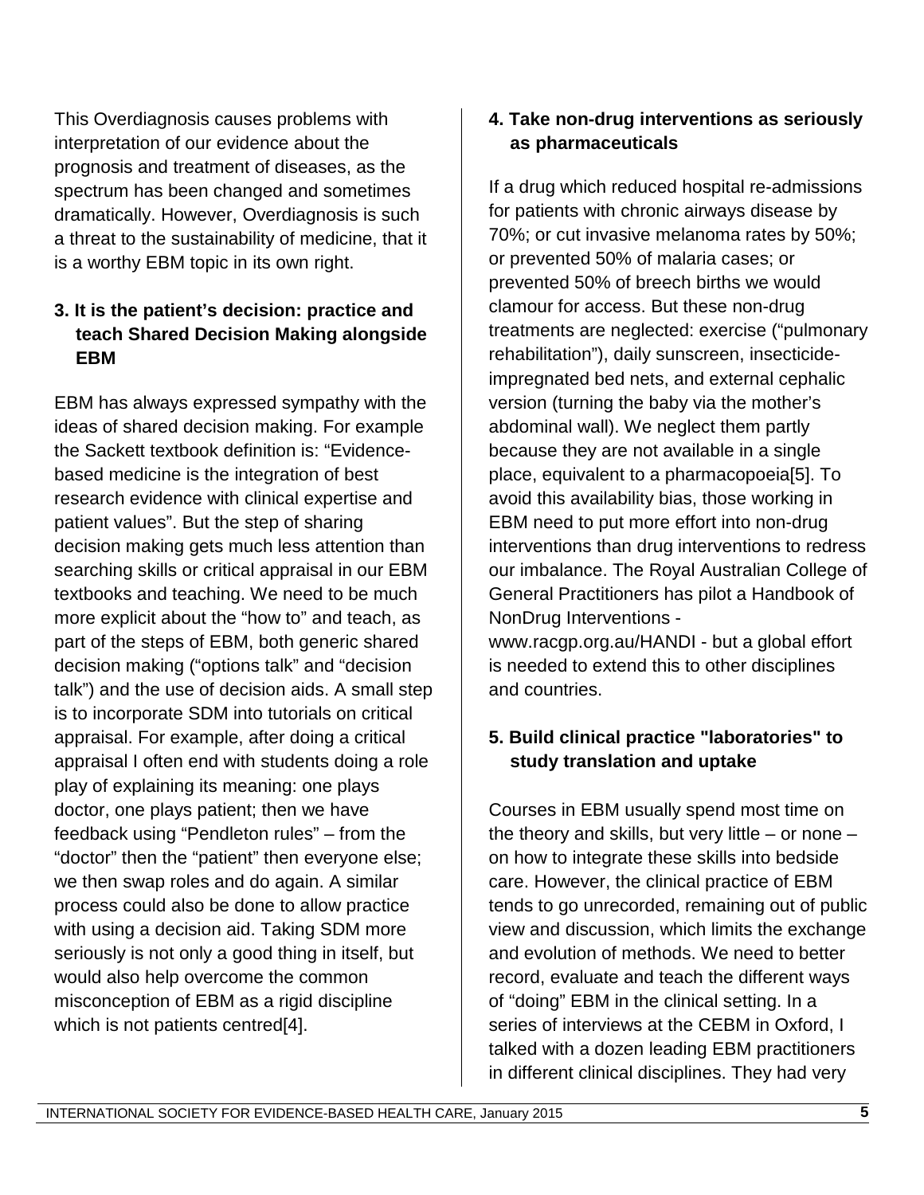This Overdiagnosis causes problems with interpretation of our evidence about the prognosis and treatment of diseases, as the spectrum has been changed and sometimes dramatically. However, Overdiagnosis is such a threat to the sustainability of medicine, that it is a worthy EBM topic in its own right.

### 3. It is the patient's decision: practice and teach Shared Decision Making alongside EBM

EBM has always expressed sympathy with the ideas of shared decision making. For example the Sackett textbook definition is: "Evidence-based medicine is the integration of best research evidence with clinical expertise and patient values". But the step of sharing decision making gets much less attention than searching skills or critical appraisal in our EBM textbooks and teaching. We need to be much more explicit about the "how to" and teach, as part of the steps of EBM, both generic shared decision making ("options talk" and "decision talk") and the use of decision aids. A small step is to incorporate SDM into tutorials on critical appraisal. For example, after doing a critical appraisal I often end with students doing a role play of explaining its meaning: one plays doctor, one plays patient; then we have feedback using "Pendleton rules" – from the "doctor" then the "patient" then everyone else; we then swap roles and do again. A similar process could also be done to allow practice with using a decision aid. Taking SDM more seriously is not only a good thing in itself, but would also help overcome the common misconception of EBM as a rigid discipline which is not patients centred[4].

### 4. Take non-drug interventions as seriously as pharmaceuticals

If a drug which reduced hospital re-admissions for patients with chronic airways disease by 70%; or cut invasive melanoma rates by 50%; or prevented 50% of malaria cases; or prevented 50% of breech births we would clamour for access. But these non-drug treatments are neglected: exercise ("pulmonary rehabilitation"), daily sunscreen, insecticide-impregnated bed nets, and external cephalic version (turning the baby via the mother's abdominal wall). We neglect them partly because they are not available in a single place, equivalent to a pharmacopoeia[5]. To avoid this availability bias, those working in EBM need to put more effort into non-drug interventions than drug interventions to redress our imbalance. The Royal Australian College of General Practitioners has pilot a Handbook of NonDrug Interventions - www.racgp.org.au/HANDI - but a global effort is needed to extend this to other disciplines and countries.

### 5. Build clinical practice "laboratories" to study translation and uptake

Courses in EBM usually spend most time on the theory and skills, but very little – or none – on how to integrate these skills into bedside care. However, the clinical practice of EBM tends to go unrecorded, remaining out of public view and discussion, which limits the exchange and evolution of methods. We need to better record, evaluate and teach the different ways of "doing" EBM in the clinical setting. In a series of interviews at the CEBM in Oxford, I talked with a dozen leading EBM practitioners in different clinical disciplines. They had very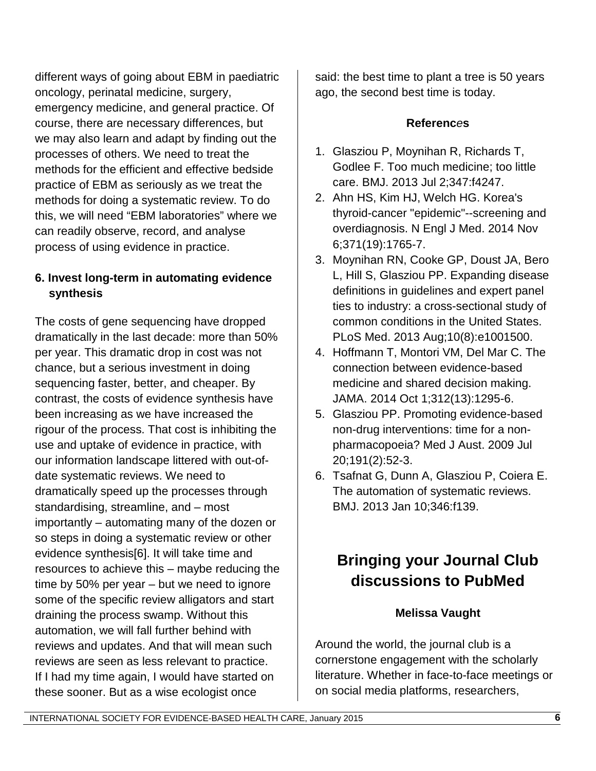different ways of going about EBM in paediatric oncology, perinatal medicine, surgery, emergency medicine, and general practice. Of course, there are necessary differences, but we may also learn and adapt by finding out the processes of others. We need to treat the methods for the efficient and effective bedside practice of EBM as seriously as we treat the methods for doing a systematic review. To do this, we will need "EBM laboratories" where we can readily observe, record, and analyse process of using evidence in practice.

**6. Invest long-term in automating evidence synthesis**

The costs of gene sequencing have dropped dramatically in the last decade: more than 50% per year. This dramatic drop in cost was not chance, but a serious investment in doing sequencing faster, better, and cheaper. By contrast, the costs of evidence synthesis have been increasing as we have increased the rigour of the process. That cost is inhibiting the use and uptake of evidence in practice, with our information landscape littered with out-of-date systematic reviews. We need to dramatically speed up the processes through standardising, streamline, and – most importantly – automating many of the dozen or so steps in doing a systematic review or other evidence synthesis[6]. It will take time and resources to achieve this – maybe reducing the time by 50% per year – but we need to ignore some of the specific review alligators and start draining the process swamp. Without this automation, we will fall further behind with reviews and updates. And that will mean such reviews are seen as less relevant to practice. If I had my time again, I would have started on these sooner. But as a wise ecologist once said: the best time to plant a tree is 50 years ago, the second best time is today.

**References**

1. Glasziou P, Moynihan R, Richards T, Godlee F. Too much medicine; too little care. BMJ. 2013 Jul 2;347:f4247.
2. Ahn HS, Kim HJ, Welch HG. Korea's thyroid-cancer "epidemic"--screening and overdiagnosis. N Engl J Med. 2014 Nov 6;371(19):1765-7.
3. Moynihan RN, Cooke GP, Doust JA, Bero L, Hill S, Glasziou PP. Expanding disease definitions in guidelines and expert panel ties to industry: a cross-sectional study of common conditions in the United States. PLoS Med. 2013 Aug;10(8):e1001500.
4. Hoffmann T, Montori VM, Del Mar C. The connection between evidence-based medicine and shared decision making. JAMA. 2014 Oct 1;312(13):1295-6.
5. Glasziou PP. Promoting evidence-based non-drug interventions: time for a non-pharmacopoeia? Med J Aust. 2009 Jul 20;191(2):52-3.
6. Tsafnat G, Dunn A, Glasziou P, Coiera E. The automation of systematic reviews. BMJ. 2013 Jan 10;346:f139.

# Bringing your Journal Club discussions to PubMed

**Melissa Vaught**

Around the world, the journal club is a cornerstone engagement with the scholarly literature. Whether in face-to-face meetings or on social media platforms, researchers,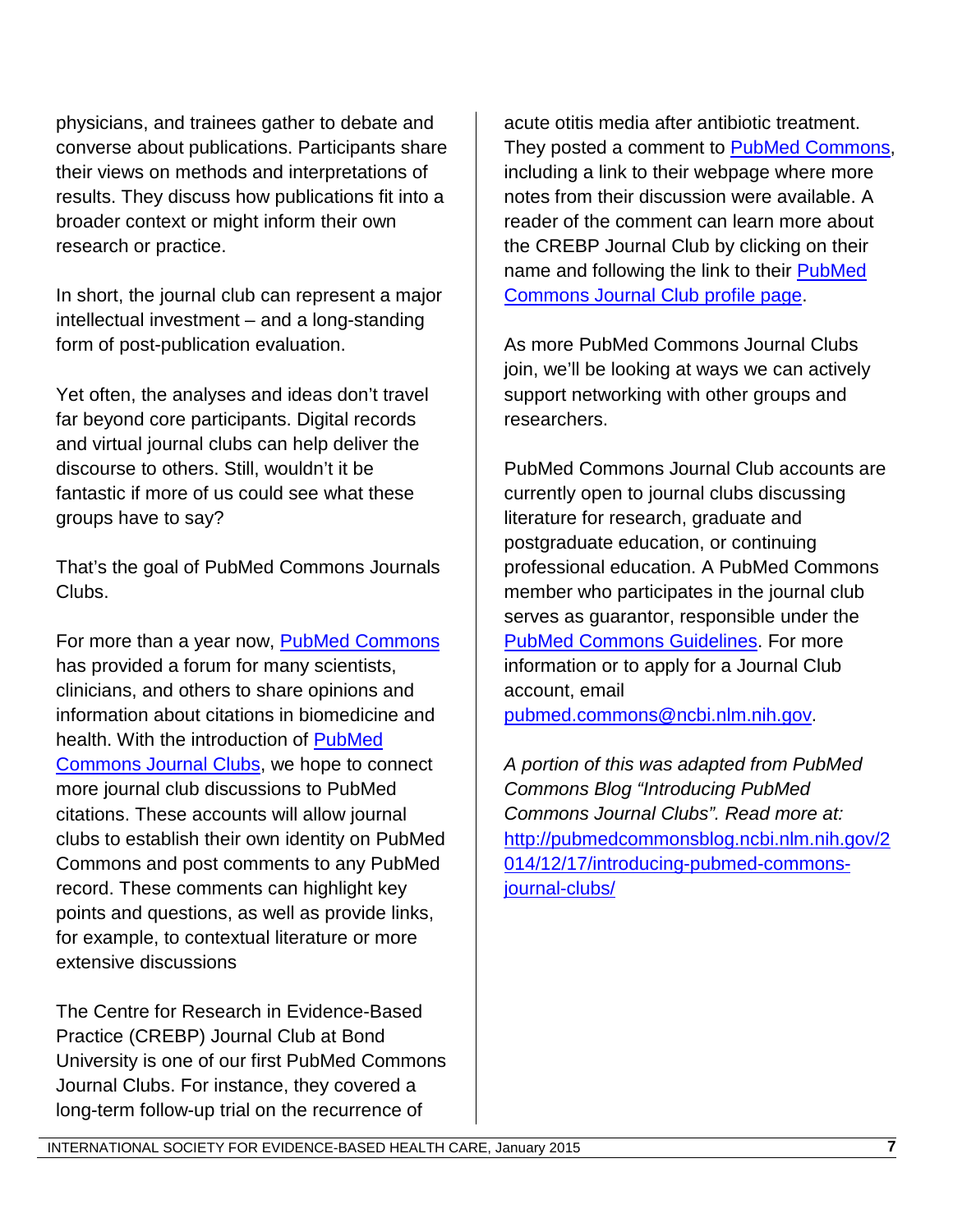physicians, and trainees gather to debate and converse about publications. Participants share their views on methods and interpretations of results. They discuss how publications fit into a broader context or might inform their own research or practice.

In short, the journal club can represent a major intellectual investment – and a long-standing form of post-publication evaluation.

Yet often, the analyses and ideas don't travel far beyond core participants. Digital records and virtual journal clubs can help deliver the discourse to others. Still, wouldn't it be fantastic if more of us could see what these groups have to say?

That's the goal of PubMed Commons Journals Clubs.

For more than a year now, PubMed Commons has provided a forum for many scientists, clinicians, and others to share opinions and information about citations in biomedicine and health. With the introduction of PubMed Commons Journal Clubs, we hope to connect more journal club discussions to PubMed citations. These accounts will allow journal clubs to establish their own identity on PubMed Commons and post comments to any PubMed record. These comments can highlight key points and questions, as well as provide links, for example, to contextual literature or more extensive discussions

The Centre for Research in Evidence-Based Practice (CREBP) Journal Club at Bond University is one of our first PubMed Commons Journal Clubs. For instance, they covered a long-term follow-up trial on the recurrence of acute otitis media after antibiotic treatment. They posted a comment to PubMed Commons, including a link to their webpage where more notes from their discussion were available. A reader of the comment can learn more about the CREBP Journal Club by clicking on their name and following the link to their PubMed Commons Journal Club profile page.

As more PubMed Commons Journal Clubs join, we'll be looking at ways we can actively support networking with other groups and researchers.

PubMed Commons Journal Club accounts are currently open to journal clubs discussing literature for research, graduate and postgraduate education, or continuing professional education. A PubMed Commons member who participates in the journal club serves as guarantor, responsible under the PubMed Commons Guidelines. For more information or to apply for a Journal Club account, email pubmed.commons@ncbi.nlm.nih.gov.

*A portion of this was adapted from PubMed Commons Blog "Introducing PubMed Commons Journal Clubs". Read more at:* http://pubmedcommonsblog.ncbi.nlm.nih.gov/2014/12/17/introducing-pubmed-commons-journal-clubs/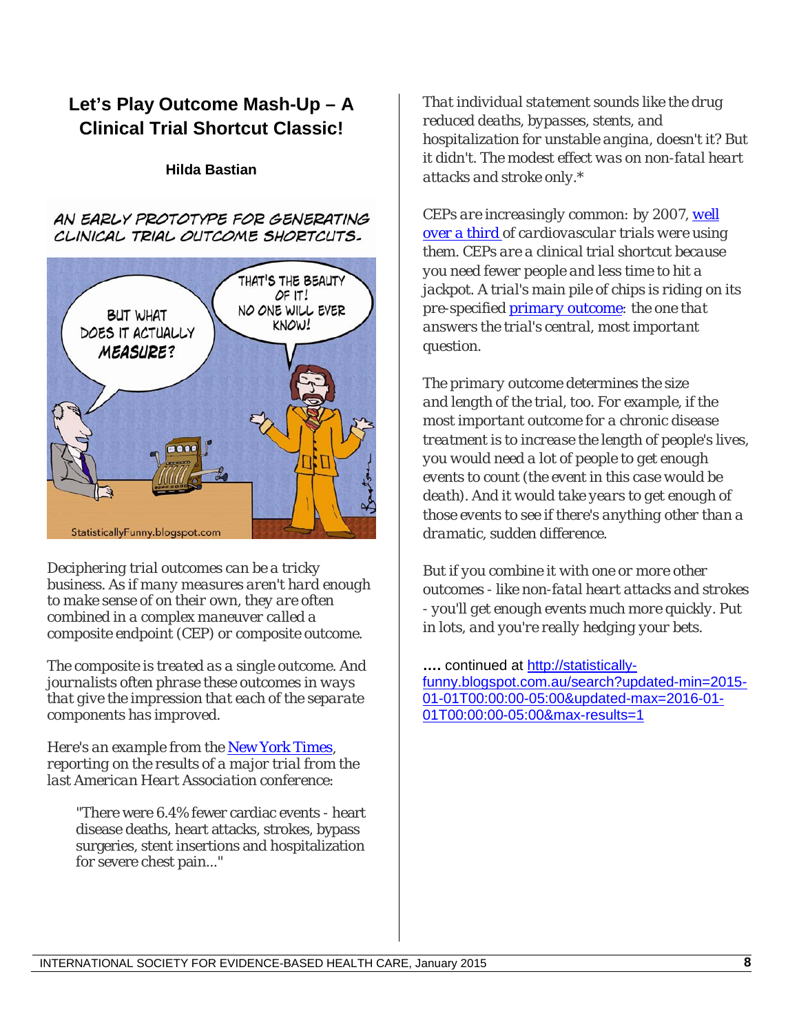## Let's Play Outcome Mash-Up – A Clinical Trial Shortcut Classic!

**Hilda Bastian**

Deciphering trial outcomes can be a tricky business. As if many measures aren't hard enough to make sense of on their own, they are often combined in a complex maneuver called a composite endpoint (CEP) or composite outcome.

The composite is treated as a single outcome. And journalists often phrase these outcomes in ways that give the impression that each of the separate components has improved.

Here's an example from the New York Times, reporting on the results of a major trial from the last American Heart Association conference:

> "There were 6.4% fewer cardiac events - heart disease deaths, heart attacks, strokes, bypass surgeries, stent insertions and hospitalization for severe chest pain..."

That individual statement sounds like the drug reduced deaths, bypasses, stents, and hospitalization for unstable angina, doesn't it? But it didn't. The modest effect was on non-fatal heart attacks and stroke only.*

CEPs are increasingly common: by 2007, well over a third of cardiovascular trials were using them. CEPs are a clinical trial shortcut because you need fewer people and less time to hit a jackpot. A trial's main pile of chips is riding on its pre-specified primary outcome: the one that answers the trial's central, most important question.

The primary outcome determines the size and length of the trial, too. For example, if the most important outcome for a chronic disease treatment is to increase the length of people's lives, you would need a lot of people to get enough events to count (the event in this case would be death). And it would take years to get enough of those events to see if there's anything other than a dramatic, sudden difference.

But if you combine it with one or more other outcomes - like non-fatal heart attacks and strokes - you'll get enough events much more quickly. Put in lots, and you're really hedging your bets.

**....** continued at http://statistically-funny.blogspot.com.au/search?updated-min=2015-01-01T00:00:00-05:00&updated-max=2016-01-01T00:00:00-05:00&max-results=1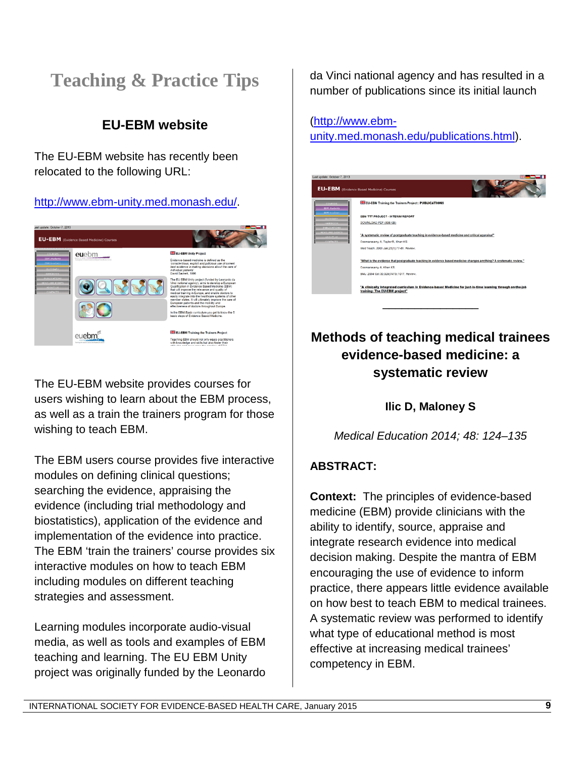# Teaching & Practice Tips

## EU-EBM website

The EU-EBM website has recently been relocated to the following URL:

http://www.ebm-unity.med.monash.edu/.

The EU-EBM website provides courses for users wishing to learn about the EBM process, as well as a train the trainers program for those wishing to teach EBM.

The EBM users course provides five interactive modules on defining clinical questions; searching the evidence, appraising the evidence (including trial methodology and biostatistics), application of the evidence and implementation of the evidence into practice. The EBM 'train the trainers' course provides six interactive modules on how to teach EBM including modules on different teaching strategies and assessment.

Learning modules incorporate audio-visual media, as well as tools and examples of EBM teaching and learning. The EU EBM Unity project was originally funded by the Leonardo da Vinci national agency and has resulted in a number of publications since its initial launch

(http://www.ebm-unity.med.monash.edu/publications.html).

---

## Methods of teaching medical trainees evidence-based medicine: a systematic review

**Ilic D, Maloney S**

*Medical Education 2014; 48: 124–135*

**ABSTRACT:**

**Context:** The principles of evidence-based medicine (EBM) provide clinicians with the ability to identify, source, appraise and integrate research evidence into medical decision making. Despite the mantra of EBM encouraging the use of evidence to inform practice, there appears little evidence available on how best to teach EBM to medical trainees. A systematic review was performed to identify what type of educational method is most effective at increasing medical trainees' competency in EBM.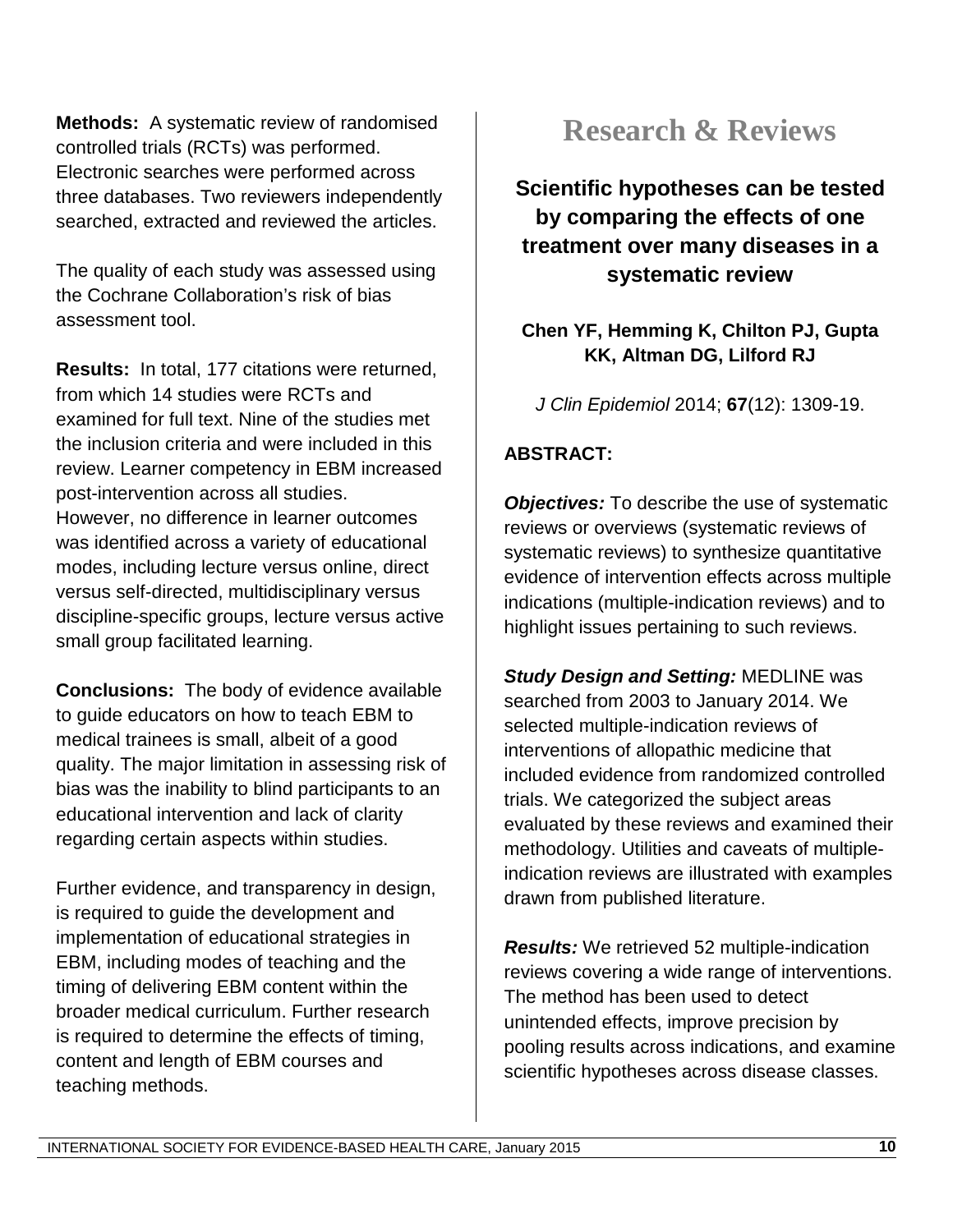**Methods:** A systematic review of randomised controlled trials (RCTs) was performed. Electronic searches were performed across three databases. Two reviewers independently searched, extracted and reviewed the articles.

The quality of each study was assessed using the Cochrane Collaboration's risk of bias assessment tool.

**Results:** In total, 177 citations were returned, from which 14 studies were RCTs and examined for full text. Nine of the studies met the inclusion criteria and were included in this review. Learner competency in EBM increased post-intervention across all studies. However, no difference in learner outcomes was identified across a variety of educational modes, including lecture versus online, direct versus self-directed, multidisciplinary versus discipline-specific groups, lecture versus active small group facilitated learning.

**Conclusions:** The body of evidence available to guide educators on how to teach EBM to medical trainees is small, albeit of a good quality. The major limitation in assessing risk of bias was the inability to blind participants to an educational intervention and lack of clarity regarding certain aspects within studies.

Further evidence, and transparency in design, is required to guide the development and implementation of educational strategies in EBM, including modes of teaching and the timing of delivering EBM content within the broader medical curriculum. Further research is required to determine the effects of timing, content and length of EBM courses and teaching methods.

# Research & Reviews

## Scientific hypotheses can be tested by comparing the effects of one treatment over many diseases in a systematic review

**Chen YF, Hemming K, Chilton PJ, Gupta KK, Altman DG, Lilford RJ**

*J Clin Epidemiol* 2014; **67**(12): 1309-19.

**ABSTRACT:**

***Objectives:*** To describe the use of systematic reviews or overviews (systematic reviews of systematic reviews) to synthesize quantitative evidence of intervention effects across multiple indications (multiple-indication reviews) and to highlight issues pertaining to such reviews.

***Study Design and Setting:*** MEDLINE was searched from 2003 to January 2014. We selected multiple-indication reviews of interventions of allopathic medicine that included evidence from randomized controlled trials. We categorized the subject areas evaluated by these reviews and examined their methodology. Utilities and caveats of multiple-indication reviews are illustrated with examples drawn from published literature.

***Results:*** We retrieved 52 multiple-indication reviews covering a wide range of interventions. The method has been used to detect unintended effects, improve precision by pooling results across indications, and examine scientific hypotheses across disease classes.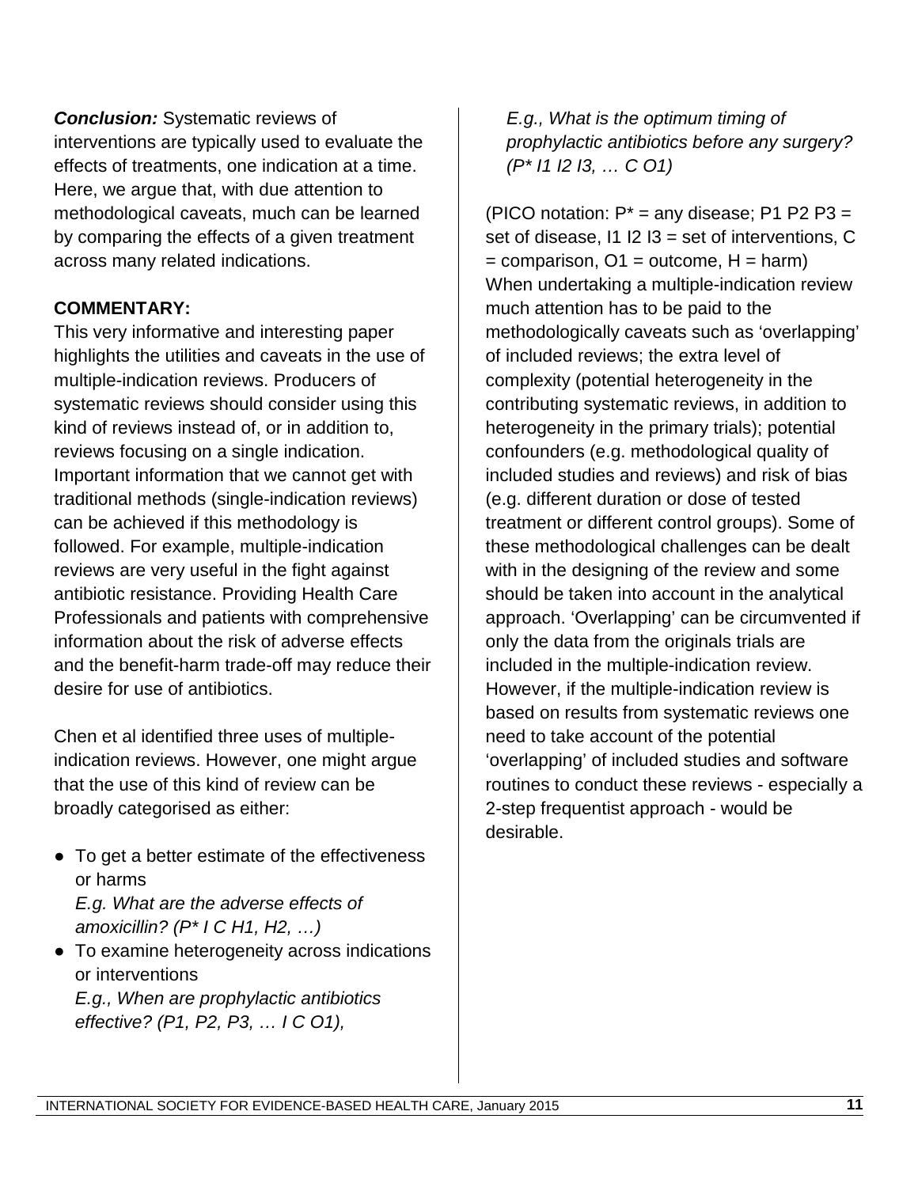***Conclusion:*** Systematic reviews of interventions are typically used to evaluate the effects of treatments, one indication at a time. Here, we argue that, with due attention to methodological caveats, much can be learned by comparing the effects of a given treatment across many related indications.

**COMMENTARY:**

This very informative and interesting paper highlights the utilities and caveats in the use of multiple-indication reviews. Producers of systematic reviews should consider using this kind of reviews instead of, or in addition to, reviews focusing on a single indication. Important information that we cannot get with traditional methods (single-indication reviews) can be achieved if this methodology is followed. For example, multiple-indication reviews are very useful in the fight against antibiotic resistance. Providing Health Care Professionals and patients with comprehensive information about the risk of adverse effects and the benefit-harm trade-off may reduce their desire for use of antibiotics.

Chen et al identified three uses of multiple-indication reviews. However, one might argue that the use of this kind of review can be broadly categorised as either:

- To get a better estimate of the effectiveness or harms
  *E.g. What are the adverse effects of amoxicillin? (P\* I C H1, H2, …)*
- To examine heterogeneity across indications or interventions
  *E.g., When are prophylactic antibiotics effective? (P1, P2, P3, … I C O1),*
  *E.g., What is the optimum timing of prophylactic antibiotics before any surgery? (P\* I1 I2 I3, … C O1)*

(PICO notation: P* = any disease; P1 P2 P3 = set of disease, I1 I2 I3 = set of interventions, C = comparison, O1 = outcome, H = harm)

When undertaking a multiple-indication review much attention has to be paid to the methodologically caveats such as 'overlapping' of included reviews; the extra level of complexity (potential heterogeneity in the contributing systematic reviews, in addition to heterogeneity in the primary trials); potential confounders (e.g. methodological quality of included studies and reviews) and risk of bias (e.g. different duration or dose of tested treatment or different control groups). Some of these methodological challenges can be dealt with in the designing of the review and some should be taken into account in the analytical approach. 'Overlapping' can be circumvented if only the data from the originals trials are included in the multiple-indication review. However, if the multiple-indication review is based on results from systematic reviews one need to take account of the potential 'overlapping' of included studies and software routines to conduct these reviews - especially a 2-step frequentist approach - would be desirable.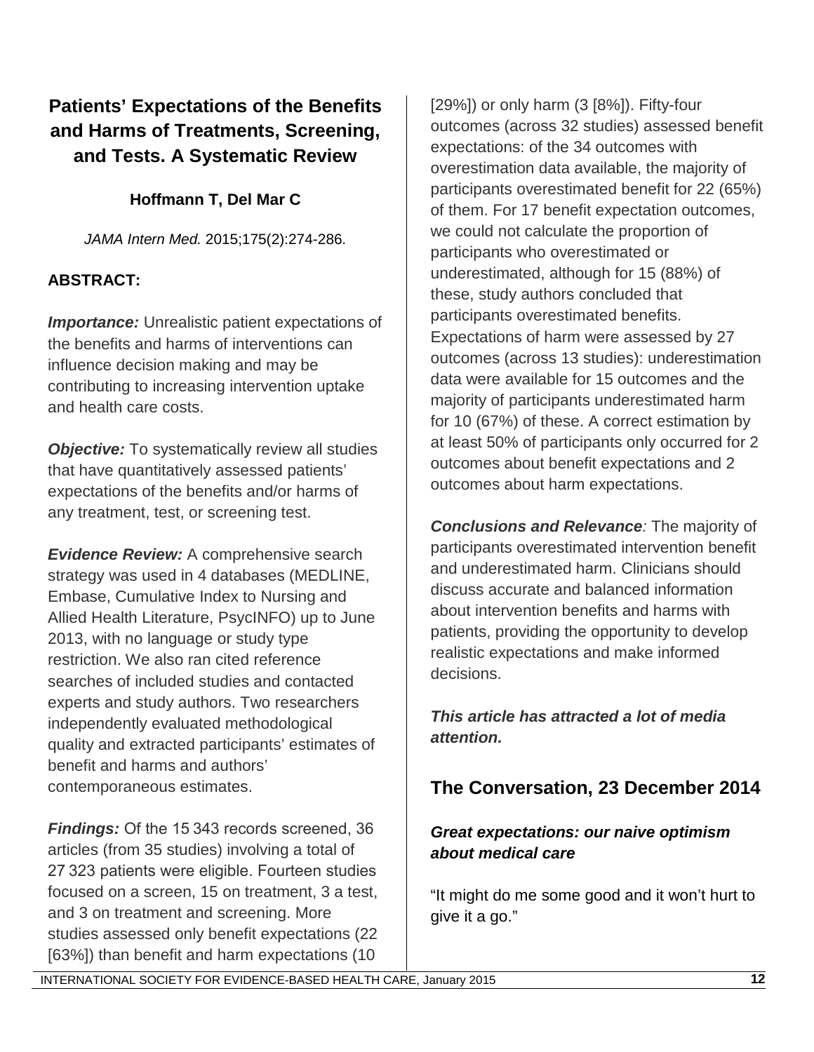## Patients' Expectations of the Benefits and Harms of Treatments, Screening, and Tests. A Systematic Review

**Hoffmann T, Del Mar C**

*JAMA Intern Med.* 2015;175(2):274-286.

**ABSTRACT:**

***Importance:*** Unrealistic patient expectations of the benefits and harms of interventions can influence decision making and may be contributing to increasing intervention uptake and health care costs.

***Objective:*** To systematically review all studies that have quantitatively assessed patients' expectations of the benefits and/or harms of any treatment, test, or screening test.

***Evidence Review:*** A comprehensive search strategy was used in 4 databases (MEDLINE, Embase, Cumulative Index to Nursing and Allied Health Literature, PsycINFO) up to June 2013, with no language or study type restriction. We also ran cited reference searches of included studies and contacted experts and study authors. Two researchers independently evaluated methodological quality and extracted participants' estimates of benefit and harms and authors' contemporaneous estimates.

***Findings:*** Of the 15 343 records screened, 36 articles (from 35 studies) involving a total of 27 323 patients were eligible. Fourteen studies focused on a screen, 15 on treatment, 3 a test, and 3 on treatment and screening. More studies assessed only benefit expectations (22 [63%]) than benefit and harm expectations (10 [29%]) or only harm (3 [8%]). Fifty-four outcomes (across 32 studies) assessed benefit expectations: of the 34 outcomes with overestimation data available, the majority of participants overestimated benefit for 22 (65%) of them. For 17 benefit expectation outcomes, we could not calculate the proportion of participants who overestimated or underestimated, although for 15 (88%) of these, study authors concluded that participants overestimated benefits. Expectations of harm were assessed by 27 outcomes (across 13 studies): underestimation data were available for 15 outcomes and the majority of participants underestimated harm for 10 (67%) of these. A correct estimation by at least 50% of participants only occurred for 2 outcomes about benefit expectations and 2 outcomes about harm expectations.

***Conclusions and Relevance:*** The majority of participants overestimated intervention benefit and underestimated harm. Clinicians should discuss accurate and balanced information about intervention benefits and harms with patients, providing the opportunity to develop realistic expectations and make informed decisions.

***This article has attracted a lot of media attention.***

## The Conversation, 23 December 2014

***Great expectations: our naive optimism about medical care***

"It might do me some good and it won't hurt to give it a go."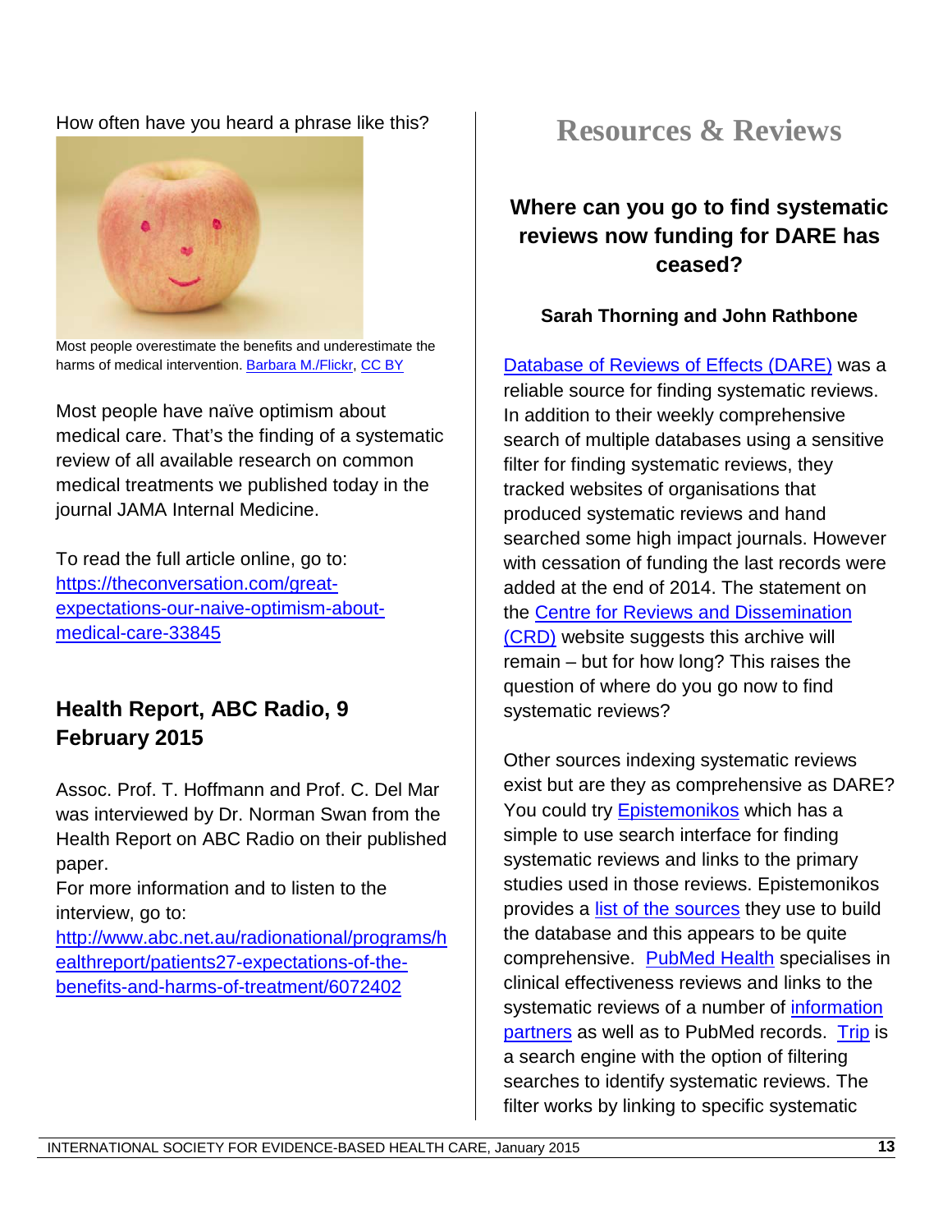How often have you heard a phrase like this?

Most people overestimate the benefits and underestimate the harms of medical intervention. Barbara M./Flickr, CC BY

Most people have naïve optimism about medical care. That's the finding of a systematic review of all available research on common medical treatments we published today in the journal JAMA Internal Medicine.

To read the full article online, go to: https://theconversation.com/great-expectations-our-naive-optimism-about-medical-care-33845

## Health Report, ABC Radio, 9 February 2015

Assoc. Prof. T. Hoffmann and Prof. C. Del Mar was interviewed by Dr. Norman Swan from the Health Report on ABC Radio on their published paper.

For more information and to listen to the interview, go to: http://www.abc.net.au/radionational/programs/healthreport/patients27-expectations-of-the-benefits-and-harms-of-treatment/6072402

# Resources & Reviews

## Where can you go to find systematic reviews now funding for DARE has ceased?

**Sarah Thorning and John Rathbone**

Database of Reviews of Effects (DARE) was a reliable source for finding systematic reviews. In addition to their weekly comprehensive search of multiple databases using a sensitive filter for finding systematic reviews, they tracked websites of organisations that produced systematic reviews and hand searched some high impact journals. However with cessation of funding the last records were added at the end of 2014. The statement on the Centre for Reviews and Dissemination (CRD) website suggests this archive will remain – but for how long? This raises the question of where do you go now to find systematic reviews?

Other sources indexing systematic reviews exist but are they as comprehensive as DARE? You could try Epistemonikos which has a simple to use search interface for finding systematic reviews and links to the primary studies used in those reviews. Epistemonikos provides a list of the sources they use to build the database and this appears to be quite comprehensive. PubMed Health specialises in clinical effectiveness reviews and links to the systematic reviews of a number of information partners as well as to PubMed records. Trip is a search engine with the option of filtering searches to identify systematic reviews. The filter works by linking to specific systematic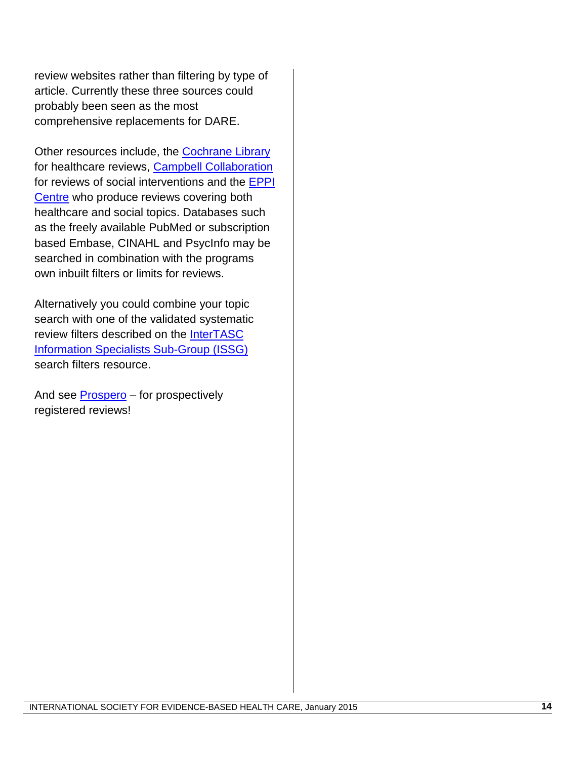review websites rather than filtering by type of article. Currently these three sources could probably been seen as the most comprehensive replacements for DARE.

Other resources include, the Cochrane Library for healthcare reviews, Campbell Collaboration for reviews of social interventions and the EPPI Centre who produce reviews covering both healthcare and social topics. Databases such as the freely available PubMed or subscription based Embase, CINAHL and PsycInfo may be searched in combination with the programs own inbuilt filters or limits for reviews.

Alternatively you could combine your topic search with one of the validated systematic review filters described on the InterTASC Information Specialists Sub-Group (ISSG) search filters resource.

And see Prospero – for prospectively registered reviews!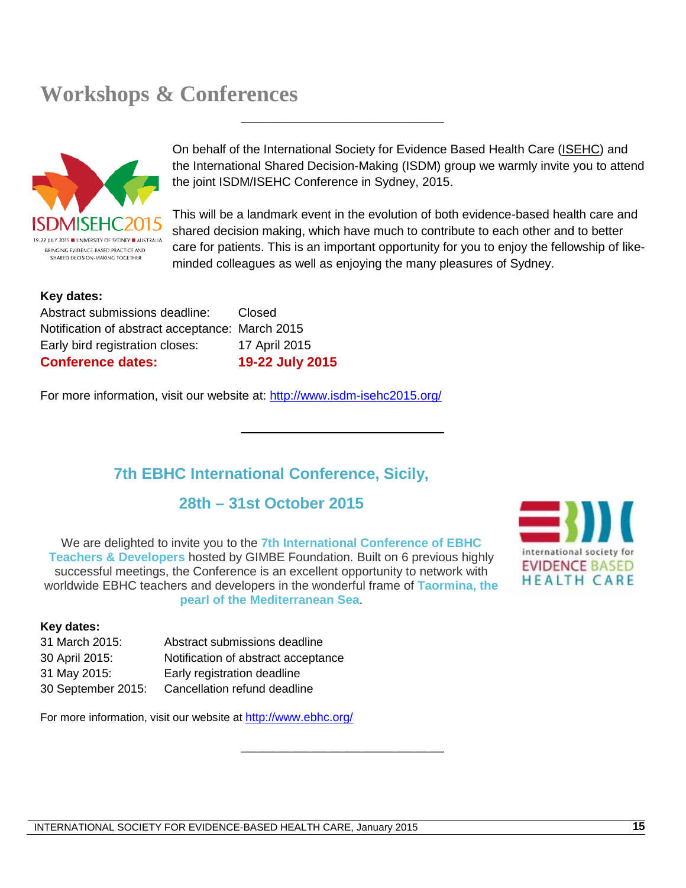# Workshops & Conferences

---

On behalf of the International Society for Evidence Based Health Care (ISEHC) and the International Shared Decision-Making (ISDM) group we warmly invite you to attend the joint ISDM/ISEHC Conference in Sydney, 2015.

This will be a landmark event in the evolution of both evidence-based health care and shared decision making, which have much to contribute to each other and to better care for patients. This is an important opportunity for you to enjoy the fellowship of like-minded colleagues as well as enjoying the many pleasures of Sydney.

**Key dates:**

| | |
|---|---|
| Abstract submissions deadline: | Closed |
| Notification of abstract acceptance: | March 2015 |
| Early bird registration closes: | 17 April 2015 |
| **Conference dates:** | **19-22 July 2015** |

For more information, visit our website at: http://www.isdm-isehc2015.org/

---

## 7th EBHC International Conference, Sicily,

## 28th – 31st October 2015

We are delighted to invite you to the **7th International Conference of EBHC Teachers & Developers** hosted by GIMBE Foundation. Built on 6 previous highly successful meetings, the Conference is an excellent opportunity to network with worldwide EBHC teachers and developers in the wonderful frame of **Taormina, the pearl of the Mediterranean Sea**.

**Key dates:**

| | |
|---|---|
| 31 March 2015: | Abstract submissions deadline |
| 30 April 2015: | Notification of abstract acceptance |
| 31 May 2015: | Early registration deadline |
| 30 September 2015: | Cancellation refund deadline |

For more information, visit our website at http://www.ebhc.org/

---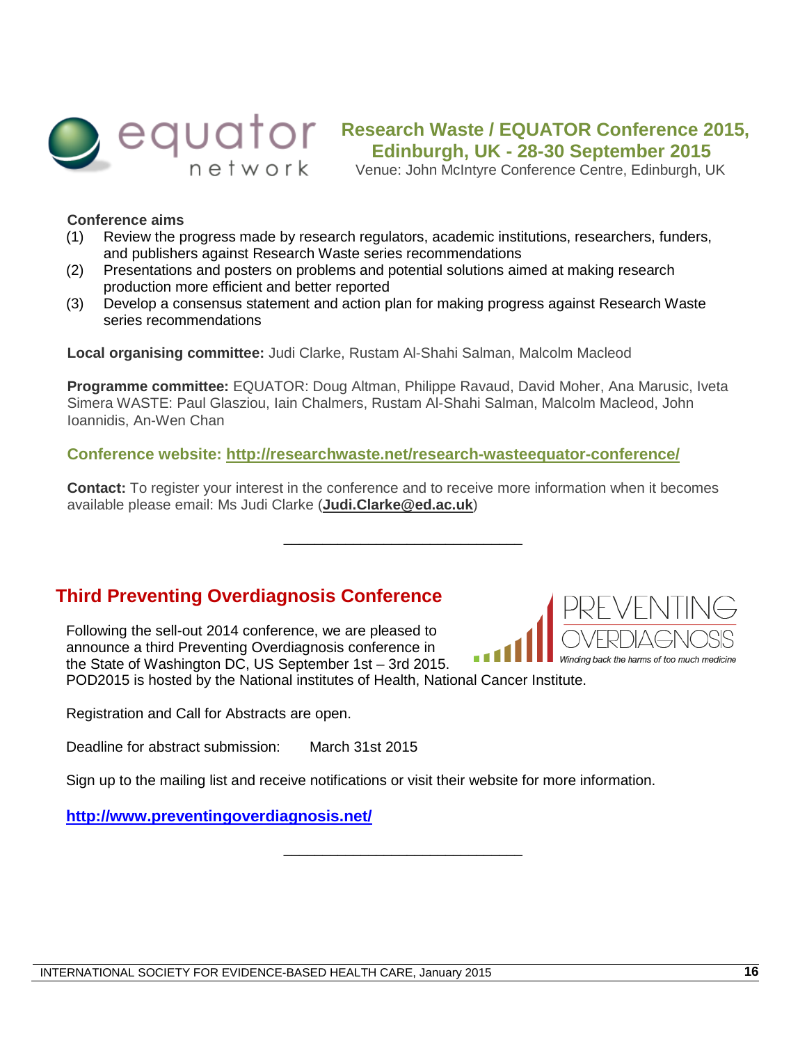## Research Waste / EQUATOR Conference 2015, Edinburgh, UK - 28-30 September 2015

Venue: John McIntyre Conference Centre, Edinburgh, UK

**Conference aims**

(1) Review the progress made by research regulators, academic institutions, researchers, funders, and publishers against Research Waste series recommendations

(2) Presentations and posters on problems and potential solutions aimed at making research production more efficient and better reported

(3) Develop a consensus statement and action plan for making progress against Research Waste series recommendations

**Local organising committee:** Judi Clarke, Rustam Al-Shahi Salman, Malcolm Macleod

**Programme committee:** EQUATOR: Doug Altman, Philippe Ravaud, David Moher, Ana Marusic, Iveta Simera WASTE: Paul Glasziou, Iain Chalmers, Rustam Al-Shahi Salman, Malcolm Macleod, John Ioannidis, An-Wen Chan

**Conference website: http://researchwaste.net/research-wasteequator-conference/**

**Contact:** To register your interest in the conference and to receive more information when it becomes available please email: Ms Judi Clarke (**Judi.Clarke@ed.ac.uk**)

---

## Third Preventing Overdiagnosis Conference

Following the sell-out 2014 conference, we are pleased to announce a third Preventing Overdiagnosis conference in the State of Washington DC, US September 1st – 3rd 2015. POD2015 is hosted by the National institutes of Health, National Cancer Institute.

Registration and Call for Abstracts are open.

Deadline for abstract submission: March 31st 2015

Sign up to the mailing list and receive notifications or visit their website for more information.

**http://www.preventingoverdiagnosis.net/**

---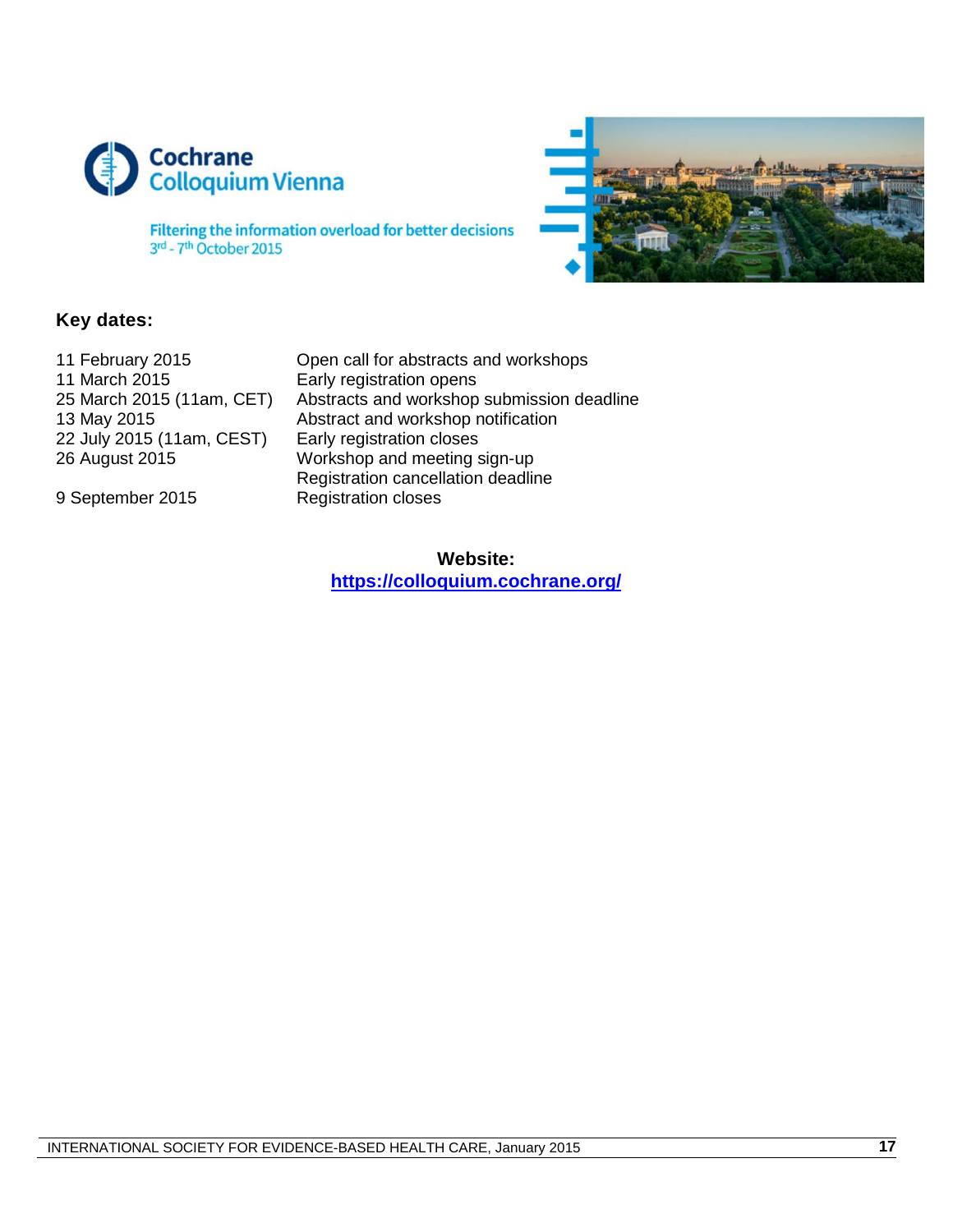# Cochrane Colloquium Vienna

Filtering the information overload for better decisions
3rd - 7th October 2015

## Key dates:

| | |
|---|---|
| 11 February 2015 | Open call for abstracts and workshops |
| 11 March 2015 | Early registration opens |
| 25 March 2015 (11am, CET) | Abstracts and workshop submission deadline |
| 13 May 2015 | Abstract and workshop notification |
| 22 July 2015 (11am, CEST) | Early registration closes |
| 26 August 2015 | Workshop and meeting sign-up |
| | Registration cancellation deadline |
| 9 September 2015 | Registration closes |

**Website:**
**https://colloquium.cochrane.org/**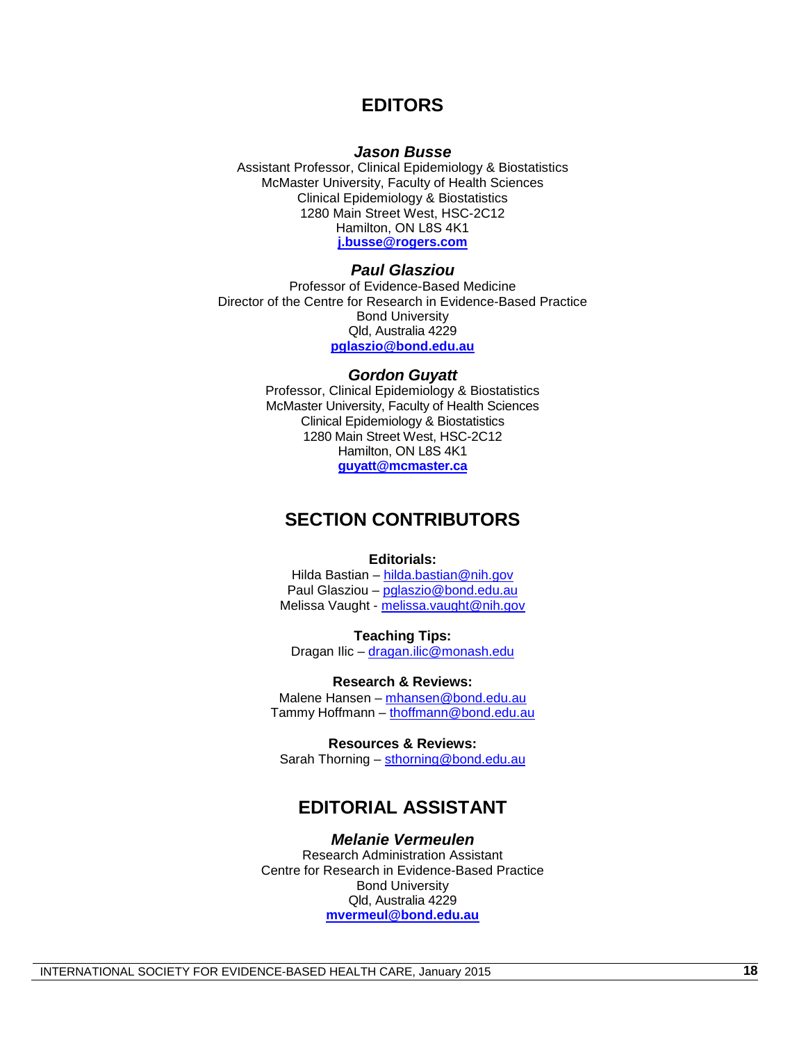## EDITORS

***Jason Busse***

Assistant Professor, Clinical Epidemiology & Biostatistics
McMaster University, Faculty of Health Sciences
Clinical Epidemiology & Biostatistics
1280 Main Street West, HSC-2C12
Hamilton, ON L8S 4K1
**j.busse@rogers.com**

***Paul Glasziou***

Professor of Evidence-Based Medicine
Director of the Centre for Research in Evidence-Based Practice
Bond University
Qld, Australia 4229
**pglaszio@bond.edu.au**

***Gordon Guyatt***

Professor, Clinical Epidemiology & Biostatistics
McMaster University, Faculty of Health Sciences
Clinical Epidemiology & Biostatistics
1280 Main Street West, HSC-2C12
Hamilton, ON L8S 4K1
**guyatt@mcmaster.ca**

## SECTION CONTRIBUTORS

**Editorials:**

Hilda Bastian – hilda.bastian@nih.gov
Paul Glasziou – pglaszio@bond.edu.au
Melissa Vaught - melissa.vaught@nih.gov

**Teaching Tips:**

Dragan Ilic – dragan.ilic@monash.edu

**Research & Reviews:**

Malene Hansen – mhansen@bond.edu.au
Tammy Hoffmann – thoffmann@bond.edu.au

**Resources & Reviews:**

Sarah Thorning – sthorning@bond.edu.au

## EDITORIAL ASSISTANT

***Melanie Vermeulen***

Research Administration Assistant
Centre for Research in Evidence-Based Practice
Bond University
Qld, Australia 4229
**mvermeul@bond.edu.au**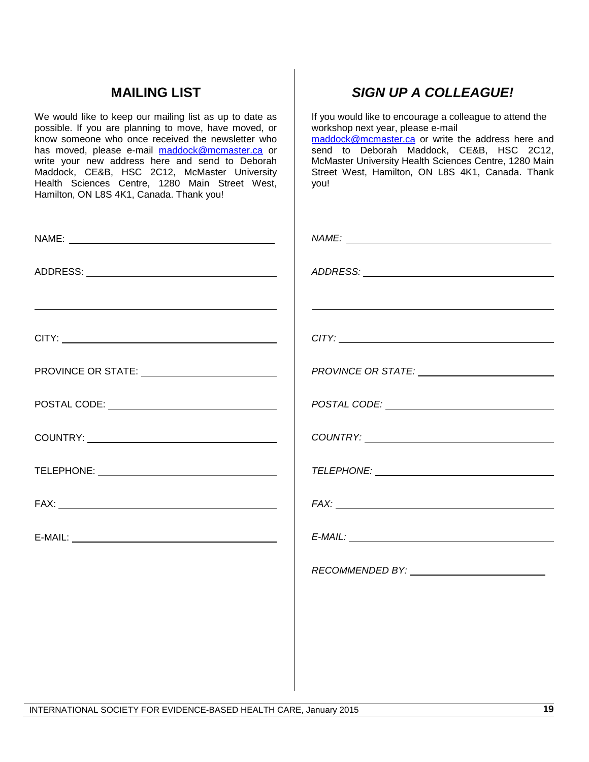## MAILING LIST

We would like to keep our mailing list as up to date as possible. If you are planning to move, have moved, or know someone who once received the newsletter who has moved, please e-mail maddock@mcmaster.ca or write your new address here and send to Deborah Maddock, CE&B, HSC 2C12, McMaster University Health Sciences Centre, 1280 Main Street West, Hamilton, ON L8S 4K1, Canada. Thank you!

NAME: ______________________________

ADDRESS: ______________________________

______________________________

CITY: ______________________________

PROVINCE OR STATE: ______________________________

POSTAL CODE: ______________________________

COUNTRY: ______________________________

TELEPHONE: ______________________________

FAX: ______________________________

E-MAIL: ______________________________

## *SIGN UP A COLLEAGUE!*

If you would like to encourage a colleague to attend the workshop next year, please e-mail maddock@mcmaster.ca or write the address here and send to Deborah Maddock, CE&B, HSC 2C12, McMaster University Health Sciences Centre, 1280 Main Street West, Hamilton, ON L8S 4K1, Canada. Thank you!

*NAME:* ______________________________

*ADDRESS:* ______________________________

______________________________

*CITY:* ______________________________

*PROVINCE OR STATE:* ______________________________

*POSTAL CODE:* ______________________________

*COUNTRY:* ______________________________

*TELEPHONE:* ______________________________

*FAX:* ______________________________

*E-MAIL:* ______________________________

*RECOMMENDED BY:* ______________________________